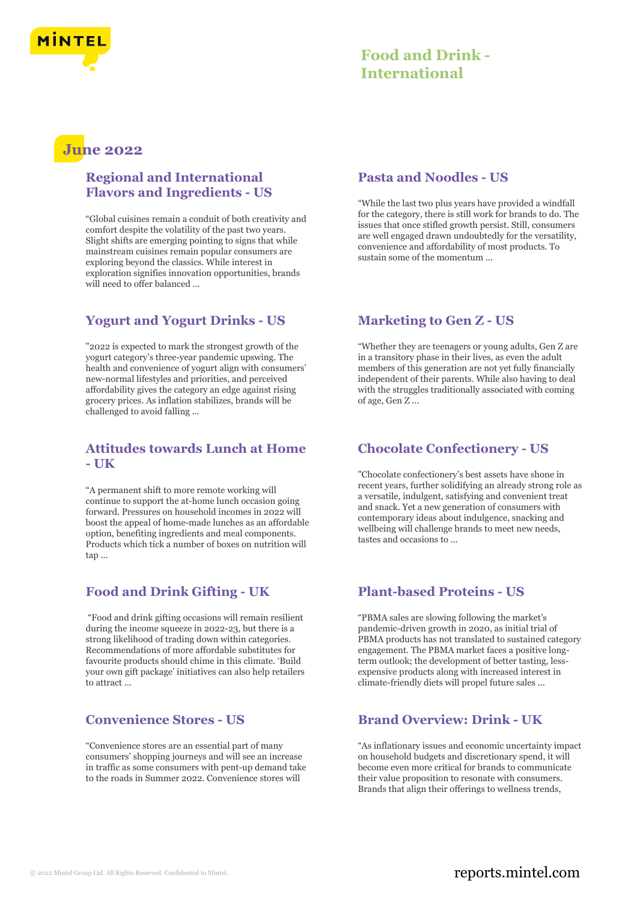# Food and Drink - International

## June 2022

### Regional and International Flavors and Ingredients - US

“Global cuisines remain a conduit of both creativity and comfort despite the volatility of the past two years. Slight shifts are emerging pointing to signs that while mainstream cuisines remain popular consumers are exploring beyond the classics. While interest in exploration signifies innovation opportunities, brands will need to offer balanced ...

### Yogurt and Yogurt Drinks - US

"2022 is expected to mark the strongest growth of the yogurt category's three-year pandemic upswing. The health and convenience of yogurt align with consumers' new-normal lifestyles and priorities, and perceived affordability gives the category an edge against rising grocery prices. As inflation stabilizes, brands will be challenged to avoid falling ...

### Attitudes towards Lunch at Home - UK

“A permanent shift to more remote working will continue to support the at-home lunch occasion going forward. Pressures on household incomes in 2022 will boost the appeal of home-made lunches as an affordable option, benefiting ingredients and meal components. Products which tick a number of boxes on nutrition will tap ...

### Food and Drink Gifting - UK

“Food and drink gifting occasions will remain resilient during the income squeeze in 2022-23, but there is a strong likelihood of trading down within categories. Recommendations of more affordable substitutes for favourite products should chime in this climate. 'Build your own gift package' initiatives can also help retailers to attract ...

### Convenience Stores - US

“Convenience stores are an essential part of many consumers' shopping journeys and will see an increase in traffic as some consumers with pent-up demand take to the roads in Summer 2022. Convenience stores will

### Pasta and Noodles - US

“While the last two plus years have provided a windfall for the category, there is still work for brands to do. The issues that once stifled growth persist. Still, consumers are well engaged drawn undoubtedly for the versatility, convenience and affordability of most products. To sustain some of the momentum ...

### Marketing to Gen Z - US

“Whether they are teenagers or young adults, Gen Z are in a transitory phase in their lives, as even the adult members of this generation are not yet fully financially independent of their parents. While also having to deal with the struggles traditionally associated with coming of age, Gen Z ...

### Chocolate Confectionery - US

"Chocolate confectionery's best assets have shone in recent years, further solidifying an already strong role as a versatile, indulgent, satisfying and convenient treat and snack. Yet a new generation of consumers with contemporary ideas about indulgence, snacking and wellbeing will challenge brands to meet new needs, tastes and occasions to ...

### Plant-based Proteins - US

“PBMA sales are slowing following the market's pandemic-driven growth in 2020, as initial trial of PBMA products has not translated to sustained category engagement. The PBMA market faces a positive long-term outlook; the development of better tasting, less-expensive products along with increased interest in climate-friendly diets will propel future sales ...

### Brand Overview: Drink - UK

“As inflationary issues and economic uncertainty impact on household budgets and discretionary spend, it will become even more critical for brands to communicate their value proposition to resonate with consumers. Brands that align their offerings to wellness trends,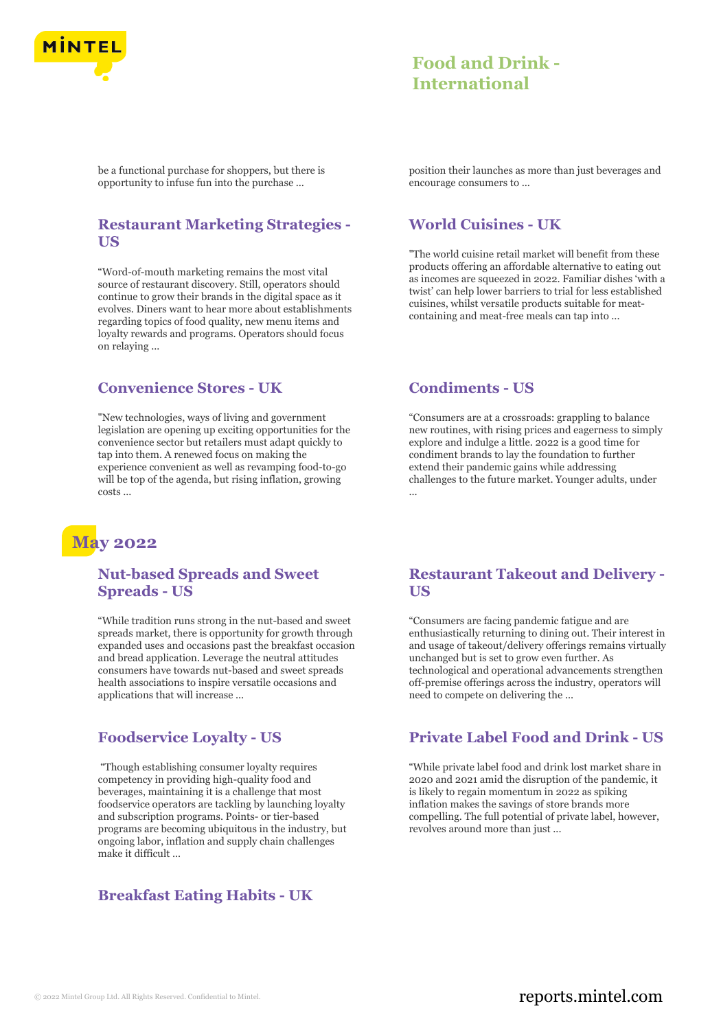be a functional purchase for shoppers, but there is opportunity to infuse fun into the purchase ...

position their launches as more than just beverages and encourage consumers to ...

### Restaurant Marketing Strategies - US

“Word-of-mouth marketing remains the most vital source of restaurant discovery. Still, operators should continue to grow their brands in the digital space as it evolves. Diners want to hear more about establishments regarding topics of food quality, new menu items and loyalty rewards and programs. Operators should focus on relaying ...

### World Cuisines - UK

"The world cuisine retail market will benefit from these products offering an affordable alternative to eating out as incomes are squeezed in 2022. Familiar dishes ‘with a twist’ can help lower barriers to trial for less established cuisines, whilst versatile products suitable for meat-containing and meat-free meals can tap into ...

### Convenience Stores - UK

"New technologies, ways of living and government legislation are opening up exciting opportunities for the convenience sector but retailers must adapt quickly to tap into them. A renewed focus on making the experience convenient as well as revamping food-to-go will be top of the agenda, but rising inflation, growing costs ...

### Condiments - US

“Consumers are at a crossroads: grappling to balance new routines, with rising prices and eagerness to simply explore and indulge a little. 2022 is a good time for condiment brands to lay the foundation to further extend their pandemic gains while addressing challenges to the future market. Younger adults, under ...

## May 2022

### Nut-based Spreads and Sweet Spreads - US

“While tradition runs strong in the nut-based and sweet spreads market, there is opportunity for growth through expanded uses and occasions past the breakfast occasion and bread application. Leverage the neutral attitudes consumers have towards nut-based and sweet spreads health associations to inspire versatile occasions and applications that will increase ...

### Restaurant Takeout and Delivery - US

“Consumers are facing pandemic fatigue and are enthusiastically returning to dining out. Their interest in and usage of takeout/delivery offerings remains virtually unchanged but is set to grow even further. As technological and operational advancements strengthen off-premise offerings across the industry, operators will need to compete on delivering the ...

### Foodservice Loyalty - US

“Though establishing consumer loyalty requires competency in providing high-quality food and beverages, maintaining it is a challenge that most foodservice operators are tackling by launching loyalty and subscription programs. Points- or tier-based programs are becoming ubiquitous in the industry, but ongoing labor, inflation and supply chain challenges make it difficult ...

### Private Label Food and Drink - US

“While private label food and drink lost market share in 2020 and 2021 amid the disruption of the pandemic, it is likely to regain momentum in 2022 as spiking inflation makes the savings of store brands more compelling. The full potential of private label, however, revolves around more than just ...

### Breakfast Eating Habits - UK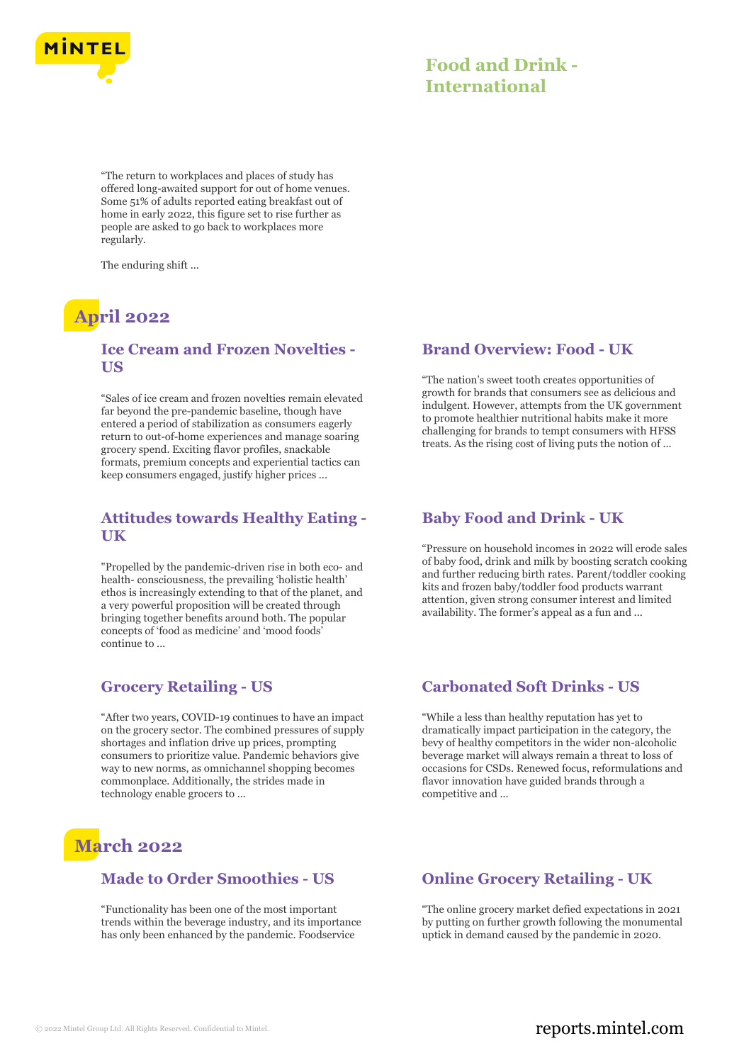"The return to workplaces and places of study has offered long-awaited support for out of home venues. Some 51% of adults reported eating breakfast out of home in early 2022, this figure set to rise further as people are asked to go back to workplaces more regularly.

The enduring shift ...

## April 2022

### Ice Cream and Frozen Novelties - US

"Sales of ice cream and frozen novelties remain elevated far beyond the pre-pandemic baseline, though have entered a period of stabilization as consumers eagerly return to out-of-home experiences and manage soaring grocery spend. Exciting flavor profiles, snackable formats, premium concepts and experiential tactics can keep consumers engaged, justify higher prices ...

### Brand Overview: Food - UK

"The nation's sweet tooth creates opportunities of growth for brands that consumers see as delicious and indulgent. However, attempts from the UK government to promote healthier nutritional habits make it more challenging for brands to tempt consumers with HFSS treats. As the rising cost of living puts the notion of ...

### Attitudes towards Healthy Eating - UK

"Propelled by the pandemic-driven rise in both eco- and health- consciousness, the prevailing 'holistic health' ethos is increasingly extending to that of the planet, and a very powerful proposition will be created through bringing together benefits around both. The popular concepts of 'food as medicine' and 'mood foods' continue to ...

### Baby Food and Drink - UK

"Pressure on household incomes in 2022 will erode sales of baby food, drink and milk by boosting scratch cooking and further reducing birth rates. Parent/toddler cooking kits and frozen baby/toddler food products warrant attention, given strong consumer interest and limited availability. The former's appeal as a fun and ...

### Grocery Retailing - US

"After two years, COVID-19 continues to have an impact on the grocery sector. The combined pressures of supply shortages and inflation drive up prices, prompting consumers to prioritize value. Pandemic behaviors give way to new norms, as omnichannel shopping becomes commonplace. Additionally, the strides made in technology enable grocers to ...

### Carbonated Soft Drinks - US

"While a less than healthy reputation has yet to dramatically impact participation in the category, the bevy of healthy competitors in the wider non-alcoholic beverage market will always remain a threat to loss of occasions for CSDs. Renewed focus, reformulations and flavor innovation have guided brands through a competitive and ...

## March 2022

### Made to Order Smoothies - US

"Functionality has been one of the most important trends within the beverage industry, and its importance has only been enhanced by the pandemic. Foodservice

### Online Grocery Retailing - UK

"The online grocery market defied expectations in 2021 by putting on further growth following the monumental uptick in demand caused by the pandemic in 2020.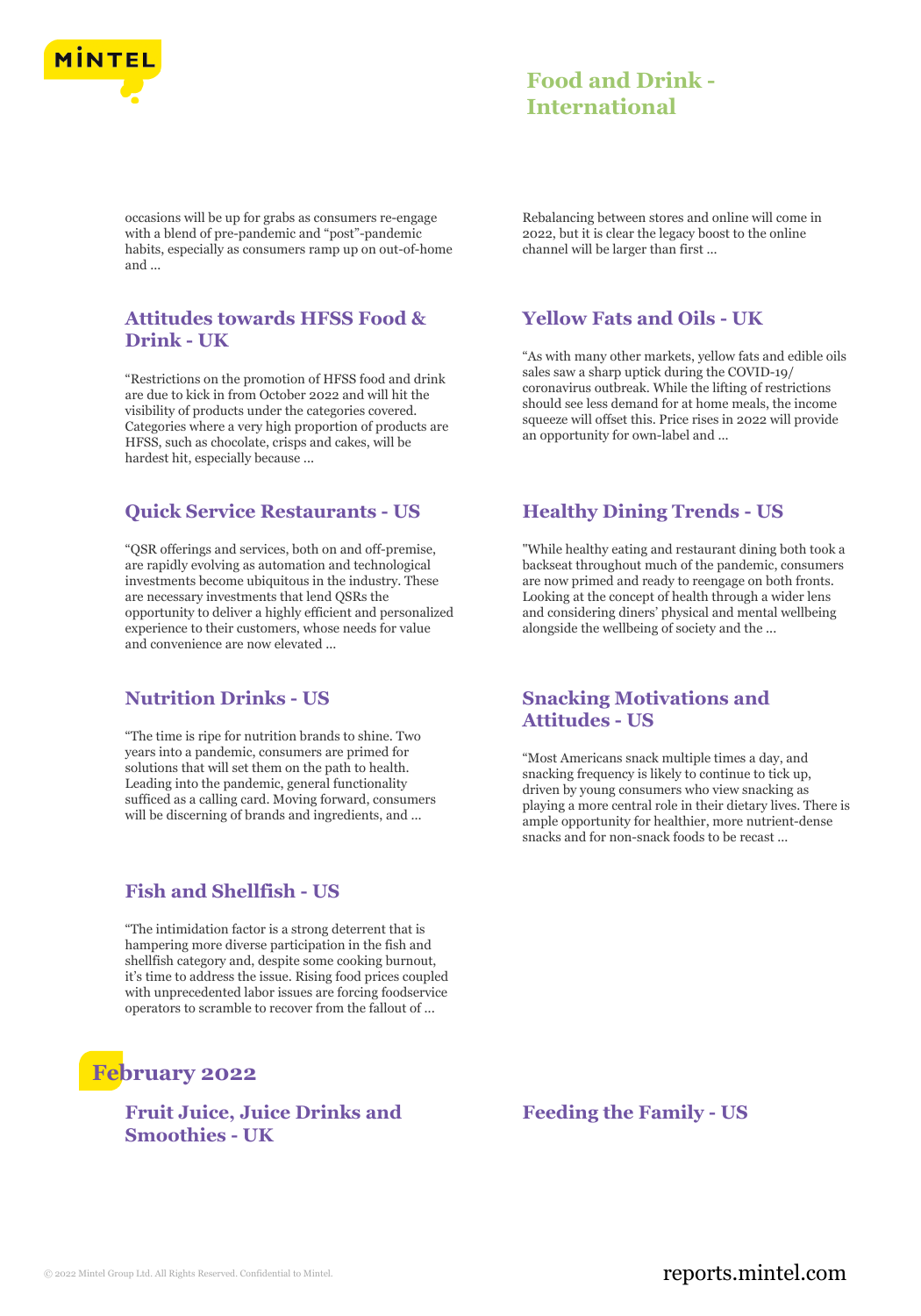occasions will be up for grabs as consumers re-engage with a blend of pre-pandemic and "post"-pandemic habits, especially as consumers ramp up on out-of-home and ...

Rebalancing between stores and online will come in 2022, but it is clear the legacy boost to the online channel will be larger than first ...

### Attitudes towards HFSS Food & Drink - UK

"Restrictions on the promotion of HFSS food and drink are due to kick in from October 2022 and will hit the visibility of products under the categories covered. Categories where a very high proportion of products are HFSS, such as chocolate, crisps and cakes, will be hardest hit, especially because ...

### Yellow Fats and Oils - UK

"As with many other markets, yellow fats and edible oils sales saw a sharp uptick during the COVID-19/ coronavirus outbreak. While the lifting of restrictions should see less demand for at home meals, the income squeeze will offset this. Price rises in 2022 will provide an opportunity for own-label and ...

### Quick Service Restaurants - US

"QSR offerings and services, both on and off-premise, are rapidly evolving as automation and technological investments become ubiquitous in the industry. These are necessary investments that lend QSRs the opportunity to deliver a highly efficient and personalized experience to their customers, whose needs for value and convenience are now elevated ...

### Healthy Dining Trends - US

"While healthy eating and restaurant dining both took a backseat throughout much of the pandemic, consumers are now primed and ready to reengage on both fronts. Looking at the concept of health through a wider lens and considering diners' physical and mental wellbeing alongside the wellbeing of society and the ...

### Nutrition Drinks - US

"The time is ripe for nutrition brands to shine. Two years into a pandemic, consumers are primed for solutions that will set them on the path to health. Leading into the pandemic, general functionality sufficed as a calling card. Moving forward, consumers will be discerning of brands and ingredients, and ...

### Snacking Motivations and Attitudes - US

"Most Americans snack multiple times a day, and snacking frequency is likely to continue to tick up, driven by young consumers who view snacking as playing a more central role in their dietary lives. There is ample opportunity for healthier, more nutrient-dense snacks and for non-snack foods to be recast ...

### Fish and Shellfish - US

"The intimidation factor is a strong deterrent that is hampering more diverse participation in the fish and shellfish category and, despite some cooking burnout, it's time to address the issue. Rising food prices coupled with unprecedented labor issues are forcing foodservice operators to scramble to recover from the fallout of ...

## February 2022

### Fruit Juice, Juice Drinks and Smoothies - UK

### Feeding the Family - US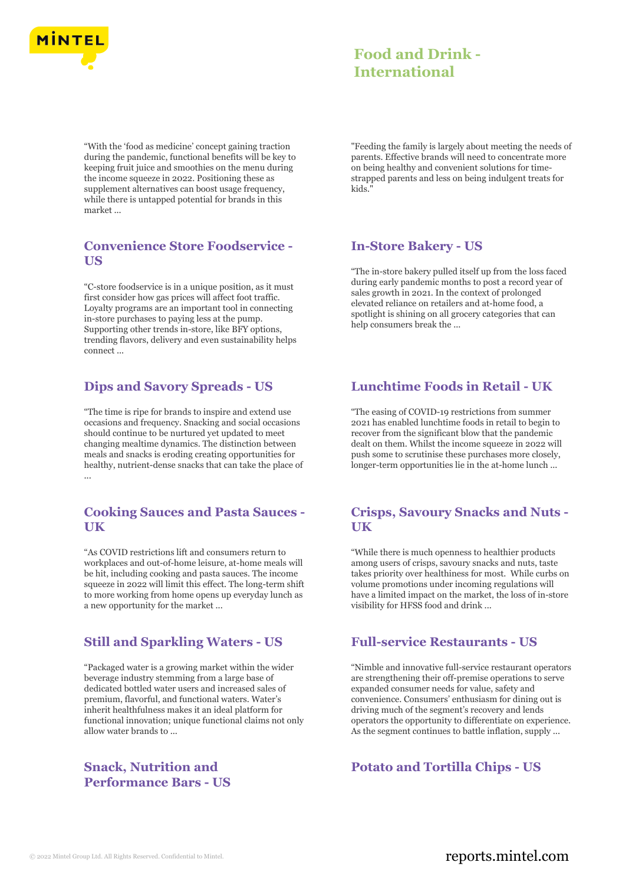"With the 'food as medicine' concept gaining traction during the pandemic, functional benefits will be key to keeping fruit juice and smoothies on the menu during the income squeeze in 2022. Positioning these as supplement alternatives can boost usage frequency, while there is untapped potential for brands in this market ...

"Feeding the family is largely about meeting the needs of parents. Effective brands will need to concentrate more on being healthy and convenient solutions for time-strapped parents and less on being indulgent treats for kids."

## Convenience Store Foodservice - US

"C-store foodservice is in a unique position, as it must first consider how gas prices will affect foot traffic. Loyalty programs are an important tool in connecting in-store purchases to paying less at the pump. Supporting other trends in-store, like BFY options, trending flavors, delivery and even sustainability helps connect ...

## In-Store Bakery - US

"The in-store bakery pulled itself up from the loss faced during early pandemic months to post a record year of sales growth in 2021. In the context of prolonged elevated reliance on retailers and at-home food, a spotlight is shining on all grocery categories that can help consumers break the ...

## Dips and Savory Spreads - US

"The time is ripe for brands to inspire and extend use occasions and frequency. Snacking and social occasions should continue to be nurtured yet updated to meet changing mealtime dynamics. The distinction between meals and snacks is eroding creating opportunities for healthy, nutrient-dense snacks that can take the place of ...

## Lunchtime Foods in Retail - UK

"The easing of COVID-19 restrictions from summer 2021 has enabled lunchtime foods in retail to begin to recover from the significant blow that the pandemic dealt on them. Whilst the income squeeze in 2022 will push some to scrutinise these purchases more closely, longer-term opportunities lie in the at-home lunch ...

## Cooking Sauces and Pasta Sauces - UK

"As COVID restrictions lift and consumers return to workplaces and out-of-home leisure, at-home meals will be hit, including cooking and pasta sauces. The income squeeze in 2022 will limit this effect. The long-term shift to more working from home opens up everyday lunch as a new opportunity for the market ...

## Crisps, Savoury Snacks and Nuts - UK

"While there is much openness to healthier products among users of crisps, savoury snacks and nuts, taste takes priority over healthiness for most. While curbs on volume promotions under incoming regulations will have a limited impact on the market, the loss of in-store visibility for HFSS food and drink ...

## Still and Sparkling Waters - US

"Packaged water is a growing market within the wider beverage industry stemming from a large base of dedicated bottled water users and increased sales of premium, flavorful, and functional waters. Water's inherit healthfulness makes it an ideal platform for functional innovation; unique functional claims not only allow water brands to ...

## Full-service Restaurants - US

"Nimble and innovative full-service restaurant operators are strengthening their off-premise operations to serve expanded consumer needs for value, safety and convenience. Consumers' enthusiasm for dining out is driving much of the segment's recovery and lends operators the opportunity to differentiate on experience. As the segment continues to battle inflation, supply ...

## Snack, Nutrition and Performance Bars - US

## Potato and Tortilla Chips - US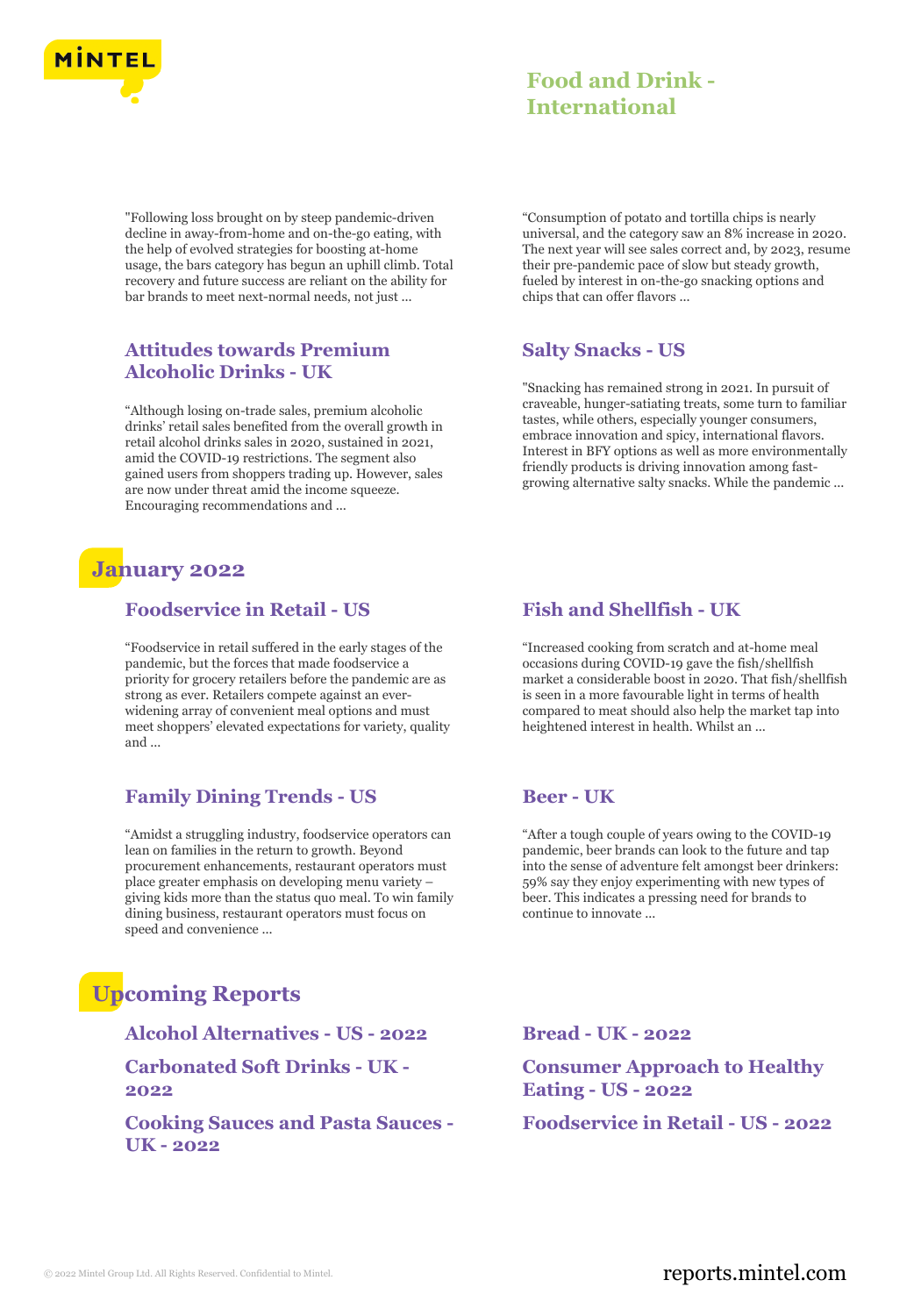# Food and Drink - International

"Following loss brought on by steep pandemic-driven decline in away-from-home and on-the-go eating, with the help of evolved strategies for boosting at-home usage, the bars category has begun an uphill climb. Total recovery and future success are reliant on the ability for bar brands to meet next-normal needs, not just ...

### Attitudes towards Premium Alcoholic Drinks - UK

"Although losing on-trade sales, premium alcoholic drinks' retail sales benefited from the overall growth in retail alcohol drinks sales in 2020, sustained in 2021, amid the COVID-19 restrictions. The segment also gained users from shoppers trading up. However, sales are now under threat amid the income squeeze. Encouraging recommendations and ...

"Consumption of potato and tortilla chips is nearly universal, and the category saw an 8% increase in 2020. The next year will see sales correct and, by 2023, resume their pre-pandemic pace of slow but steady growth, fueled by interest in on-the-go snacking options and chips that can offer flavors ...

### Salty Snacks - US

"Snacking has remained strong in 2021. In pursuit of craveable, hunger-satiating treats, some turn to familiar tastes, while others, especially younger consumers, embrace innovation and spicy, international flavors. Interest in BFY options as well as more environmentally friendly products is driving innovation among fast-growing alternative salty snacks. While the pandemic ...

## January 2022

### Foodservice in Retail - US

"Foodservice in retail suffered in the early stages of the pandemic, but the forces that made foodservice a priority for grocery retailers before the pandemic are as strong as ever. Retailers compete against an ever-widening array of convenient meal options and must meet shoppers' elevated expectations for variety, quality and ...

### Family Dining Trends - US

"Amidst a struggling industry, foodservice operators can lean on families in the return to growth. Beyond procurement enhancements, restaurant operators must place greater emphasis on developing menu variety – giving kids more than the status quo meal. To win family dining business, restaurant operators must focus on speed and convenience ...

### Fish and Shellfish - UK

"Increased cooking from scratch and at-home meal occasions during COVID-19 gave the fish/shellfish market a considerable boost in 2020. That fish/shellfish is seen in a more favourable light in terms of health compared to meat should also help the market tap into heightened interest in health. Whilst an ...

### Beer - UK

"After a tough couple of years owing to the COVID-19 pandemic, beer brands can look to the future and tap into the sense of adventure felt amongst beer drinkers: 59% say they enjoy experimenting with new types of beer. This indicates a pressing need for brands to continue to innovate ...

## Upcoming Reports

### Alcohol Alternatives - US - 2022

### Carbonated Soft Drinks - UK - 2022

### Cooking Sauces and Pasta Sauces - UK - 2022

### Bread - UK - 2022

### Consumer Approach to Healthy Eating - US - 2022

### Foodservice in Retail - US - 2022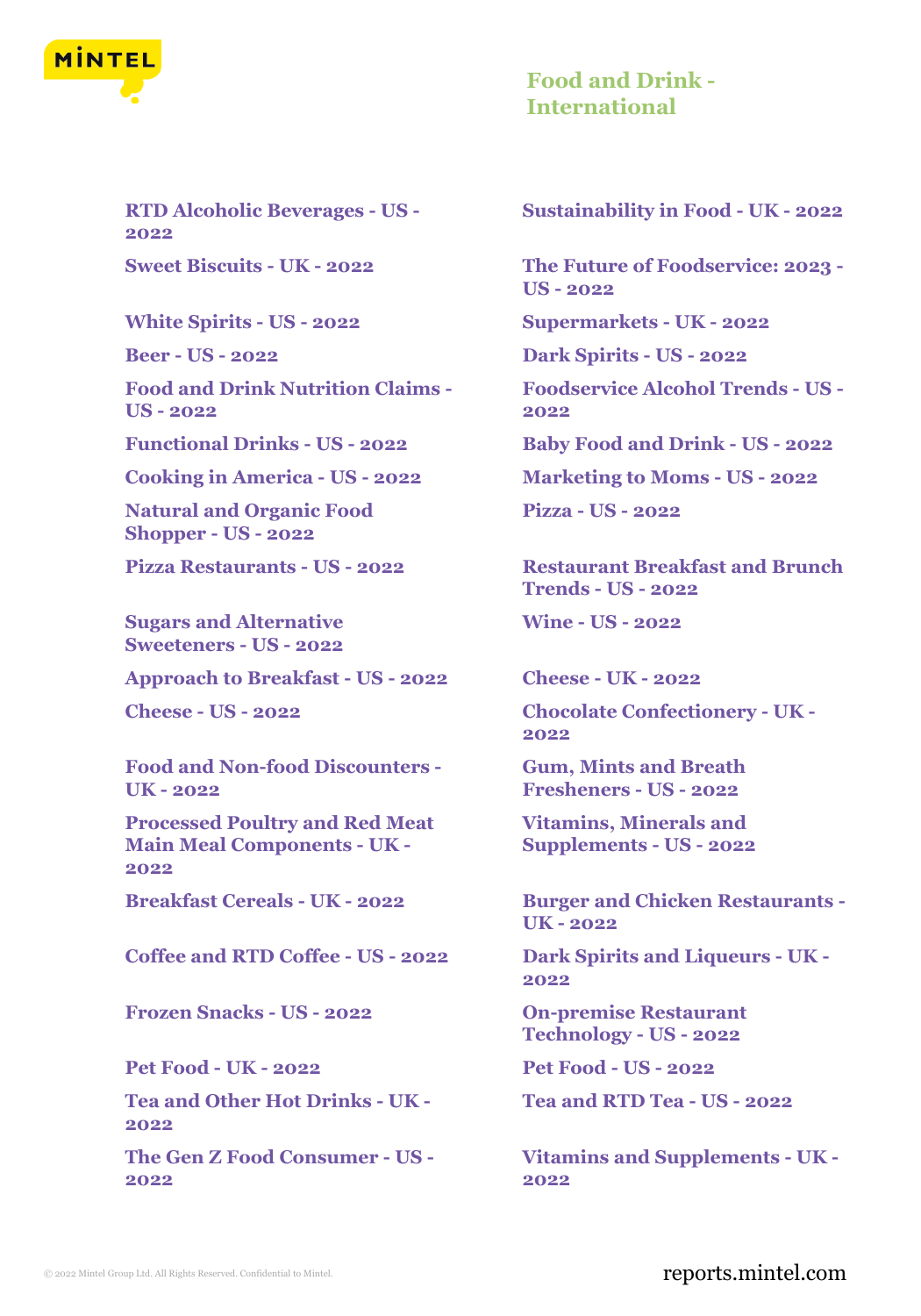## Food and Drink - International

- RTD Alcoholic Beverages - US - 2022
- Sweet Biscuits - UK - 2022
- White Spirits - US - 2022
- Beer - US - 2022
- Food and Drink Nutrition Claims - US - 2022
- Functional Drinks - US - 2022
- Cooking in America - US - 2022
- Natural and Organic Food Shopper - US - 2022
- Pizza Restaurants - US - 2022
- Sugars and Alternative Sweeteners - US - 2022
- Approach to Breakfast - US - 2022
- Cheese - US - 2022
- Food and Non-food Discounters - UK - 2022
- Processed Poultry and Red Meat Main Meal Components - UK - 2022
- Breakfast Cereals - UK - 2022
- Coffee and RTD Coffee - US - 2022
- Frozen Snacks - US - 2022
- Pet Food - UK - 2022
- Tea and Other Hot Drinks - UK - 2022
- The Gen Z Food Consumer - US - 2022
- Sustainability in Food - UK - 2022
- The Future of Foodservice: 2023 - US - 2022
- Supermarkets - UK - 2022
- Dark Spirits - US - 2022
- Foodservice Alcohol Trends - US - 2022
- Baby Food and Drink - US - 2022
- Marketing to Moms - US - 2022
- Pizza - US - 2022
- Restaurant Breakfast and Brunch Trends - US - 2022
- Wine - US - 2022
- Cheese - UK - 2022
- Chocolate Confectionery - UK - 2022
- Gum, Mints and Breath Fresheners - US - 2022
- Vitamins, Minerals and Supplements - US - 2022
- Burger and Chicken Restaurants - UK - 2022
- Dark Spirits and Liqueurs - UK - 2022
- On-premise Restaurant Technology - US - 2022
- Pet Food - US - 2022
- Tea and RTD Tea - US - 2022
- Vitamins and Supplements - UK - 2022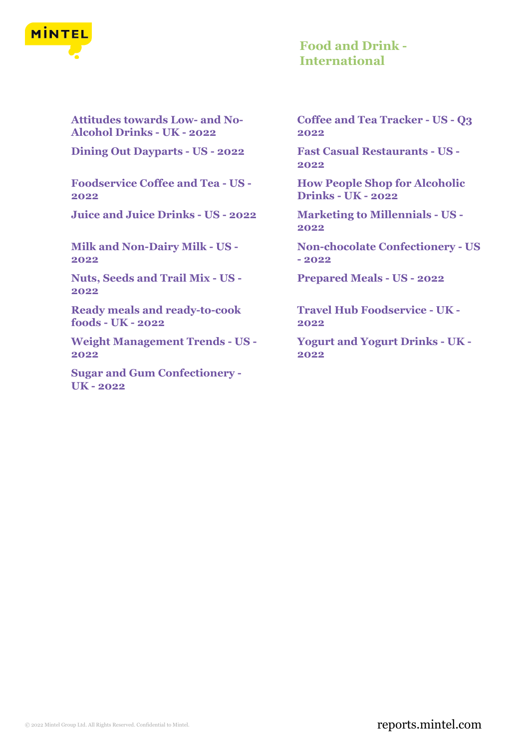## Food and Drink - International

- Attitudes towards Low- and No-Alcohol Drinks - UK - 2022
- Dining Out Dayparts - US - 2022
- Foodservice Coffee and Tea - US - 2022
- Juice and Juice Drinks - US - 2022
- Milk and Non-Dairy Milk - US - 2022
- Nuts, Seeds and Trail Mix - US - 2022
- Ready meals and ready-to-cook foods - UK - 2022
- Weight Management Trends - US - 2022
- Sugar and Gum Confectionery - UK - 2022
- Coffee and Tea Tracker - US - Q3 2022
- Fast Casual Restaurants - US - 2022
- How People Shop for Alcoholic Drinks - UK - 2022
- Marketing to Millennials - US - 2022
- Non-chocolate Confectionery - US - 2022
- Prepared Meals - US - 2022
- Travel Hub Foodservice - UK - 2022
- Yogurt and Yogurt Drinks - UK - 2022